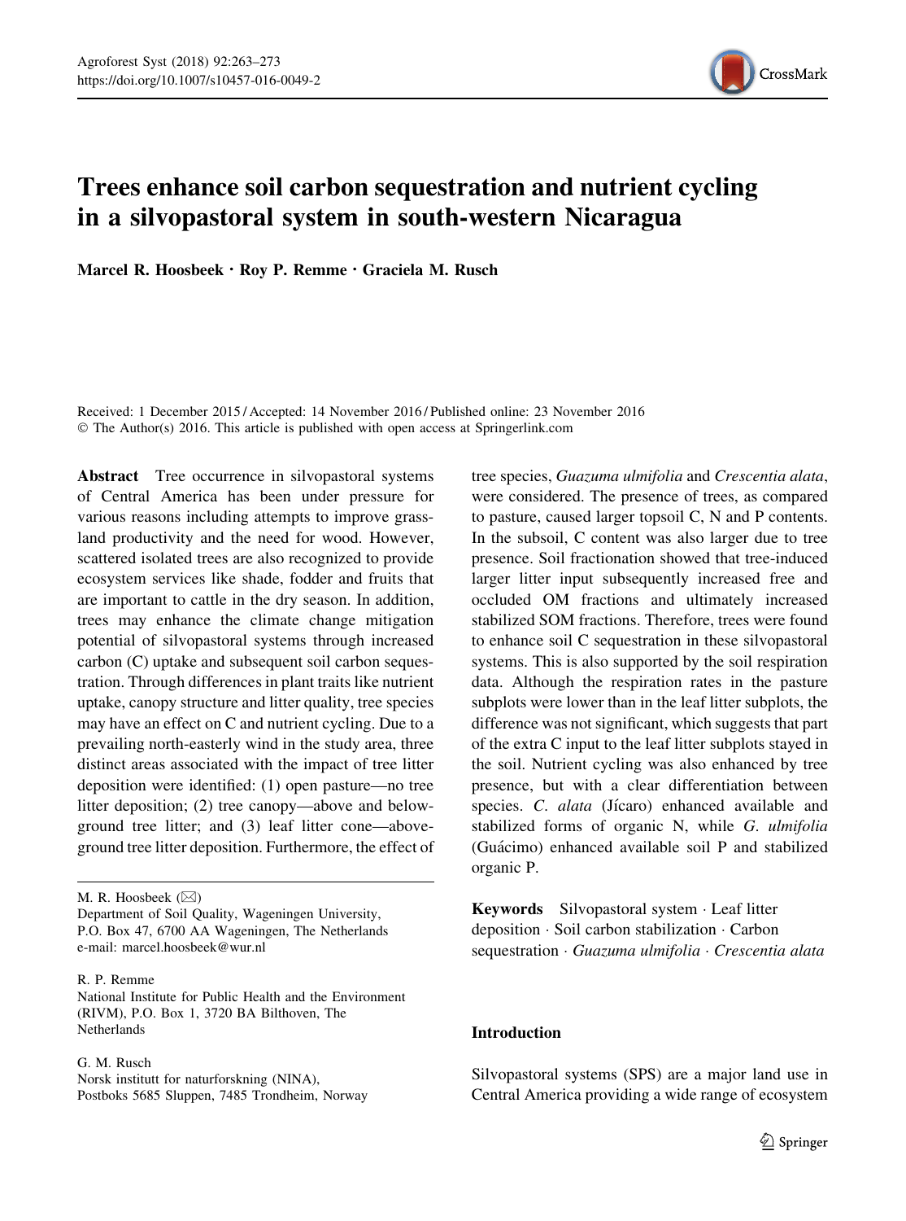# Trees enhance soil carbon sequestration and nutrient cycling in a silvopastoral system in south-western Nicaragua

**Marcel R. Hoosbeek · Roy P. Remme · Graciela M. Rusch**

Received: 1 December 2015 / Accepted: 14 November 2016 / Published online: 23 November 2016
© The Author(s) 2016. This article is published with open access at Springerlink.com

**Abstract** Tree occurrence in silvopastoral systems of Central America has been under pressure for various reasons including attempts to improve grassland productivity and the need for wood. However, scattered isolated trees are also recognized to provide ecosystem services like shade, fodder and fruits that are important to cattle in the dry season. In addition, trees may enhance the climate change mitigation potential of silvopastoral systems through increased carbon (C) uptake and subsequent soil carbon sequestration. Through differences in plant traits like nutrient uptake, canopy structure and litter quality, tree species may have an effect on C and nutrient cycling. Due to a prevailing north-easterly wind in the study area, three distinct areas associated with the impact of tree litter deposition were identified: (1) open pasture—no tree litter deposition; (2) tree canopy—above and belowground tree litter; and (3) leaf litter cone—aboveground tree litter deposition. Furthermore, the effect of tree species, *Guazuma ulmifolia* and *Crescentia alata*, were considered. The presence of trees, as compared to pasture, caused larger topsoil C, N and P contents. In the subsoil, C content was also larger due to tree presence. Soil fractionation showed that tree-induced larger litter input subsequently increased free and occluded OM fractions and ultimately increased stabilized SOM fractions. Therefore, trees were found to enhance soil C sequestration in these silvopastoral systems. This is also supported by the soil respiration data. Although the respiration rates in the pasture subplots were lower than in the leaf litter subplots, the difference was not significant, which suggests that part of the extra C input to the leaf litter subplots stayed in the soil. Nutrient cycling was also enhanced by tree presence, but with a clear differentiation between species. *C. alata* (Jícaro) enhanced available and stabilized forms of organic N, while *G. ulmifolia* (Guácimo) enhanced available soil P and stabilized organic P.

**Keywords** Silvopastoral system · Leaf litter deposition · Soil carbon stabilization · Carbon sequestration · *Guazuma ulmifolia* · *Crescentia alata*

M. R. Hoosbeek (✉)
Department of Soil Quality, Wageningen University, P.O. Box 47, 6700 AA Wageningen, The Netherlands
e-mail: marcel.hoosbeek@wur.nl

R. P. Remme
National Institute for Public Health and the Environment (RIVM), P.O. Box 1, 3720 BA Bilthoven, The Netherlands

G. M. Rusch
Norsk institutt for naturforskning (NINA), Postboks 5685 Sluppen, 7485 Trondheim, Norway

## Introduction

Silvopastoral systems (SPS) are a major land use in Central America providing a wide range of ecosystem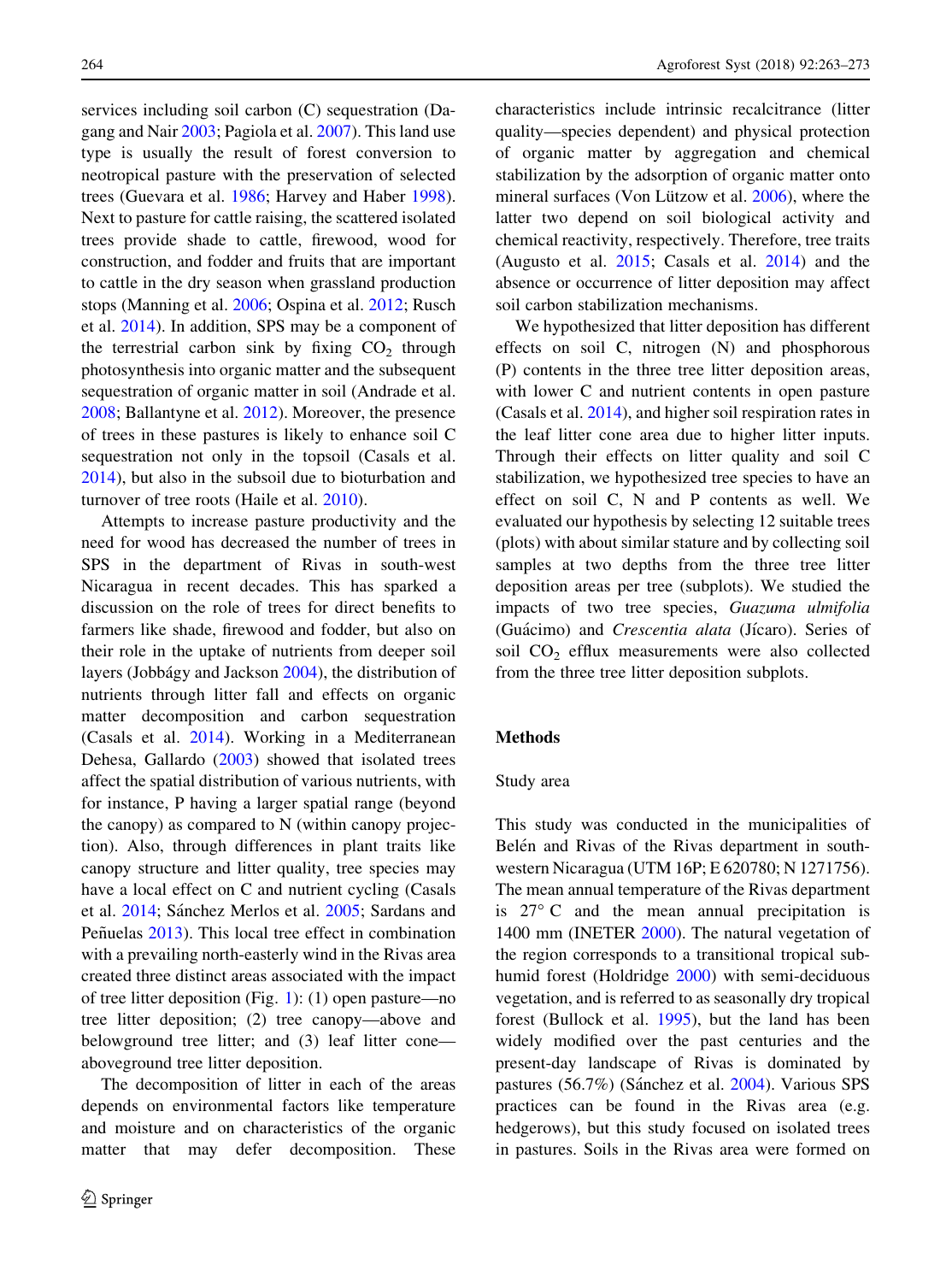services including soil carbon (C) sequestration (Dagang and Nair 2003; Pagiola et al. 2007). This land use type is usually the result of forest conversion to neotropical pasture with the preservation of selected trees (Guevara et al. 1986; Harvey and Haber 1998). Next to pasture for cattle raising, the scattered isolated trees provide shade to cattle, firewood, wood for construction, and fodder and fruits that are important to cattle in the dry season when grassland production stops (Manning et al. 2006; Ospina et al. 2012; Rusch et al. 2014). In addition, SPS may be a component of the terrestrial carbon sink by fixing $CO_2$ through photosynthesis into organic matter and the subsequent sequestration of organic matter in soil (Andrade et al. 2008; Ballantyne et al. 2012). Moreover, the presence of trees in these pastures is likely to enhance soil C sequestration not only in the topsoil (Casals et al. 2014), but also in the subsoil due to bioturbation and turnover of tree roots (Haile et al. 2010).

Attempts to increase pasture productivity and the need for wood has decreased the number of trees in SPS in the department of Rivas in south-west Nicaragua in recent decades. This has sparked a discussion on the role of trees for direct benefits to farmers like shade, firewood and fodder, but also on their role in the uptake of nutrients from deeper soil layers (Jobbágy and Jackson 2004), the distribution of nutrients through litter fall and effects on organic matter decomposition and carbon sequestration (Casals et al. 2014). Working in a Mediterranean Dehesa, Gallardo (2003) showed that isolated trees affect the spatial distribution of various nutrients, with for instance, P having a larger spatial range (beyond the canopy) as compared to N (within canopy projection). Also, through differences in plant traits like canopy structure and litter quality, tree species may have a local effect on C and nutrient cycling (Casals et al. 2014; Sánchez Merlos et al. 2005; Sardans and Peñuelas 2013). This local tree effect in combination with a prevailing north-easterly wind in the Rivas area created three distinct areas associated with the impact of tree litter deposition (Fig. 1): (1) open pasture—no tree litter deposition; (2) tree canopy—above and belowground tree litter; and (3) leaf litter cone—aboveground tree litter deposition.

The decomposition of litter in each of the areas depends on environmental factors like temperature and moisture and on characteristics of the organic matter that may defer decomposition. These characteristics include intrinsic recalcitrance (litter quality—species dependent) and physical protection of organic matter by aggregation and chemical stabilization by the adsorption of organic matter onto mineral surfaces (Von Lützow et al. 2006), where the latter two depend on soil biological activity and chemical reactivity, respectively. Therefore, tree traits (Augusto et al. 2015; Casals et al. 2014) and the absence or occurrence of litter deposition may affect soil carbon stabilization mechanisms.

We hypothesized that litter deposition has different effects on soil C, nitrogen (N) and phosphorous (P) contents in the three tree litter deposition areas, with lower C and nutrient contents in open pasture (Casals et al. 2014), and higher soil respiration rates in the leaf litter cone area due to higher litter inputs. Through their effects on litter quality and soil C stabilization, we hypothesized tree species to have an effect on soil C, N and P contents as well. We evaluated our hypothesis by selecting 12 suitable trees (plots) with about similar stature and by collecting soil samples at two depths from the three tree litter deposition areas per tree (subplots). We studied the impacts of two tree species, *Guazuma ulmifolia* (Guácimo) and *Crescentia alata* (Jícaro). Series of soil $CO_2$ efflux measurements were also collected from the three tree litter deposition subplots.

## Methods

### Study area

This study was conducted in the municipalities of Belén and Rivas of the Rivas department in south-western Nicaragua (UTM 16P; E 620780; N 1271756). The mean annual temperature of the Rivas department is 27° C and the mean annual precipitation is 1400 mm (INETER 2000). The natural vegetation of the region corresponds to a transitional tropical sub-humid forest (Holdridge 2000) with semi-deciduous vegetation, and is referred to as seasonally dry tropical forest (Bullock et al. 1995), but the land has been widely modified over the past centuries and the present-day landscape of Rivas is dominated by pastures (56.7%) (Sánchez et al. 2004). Various SPS practices can be found in the Rivas area (e.g. hedgerows), but this study focused on isolated trees in pastures. Soils in the Rivas area were formed on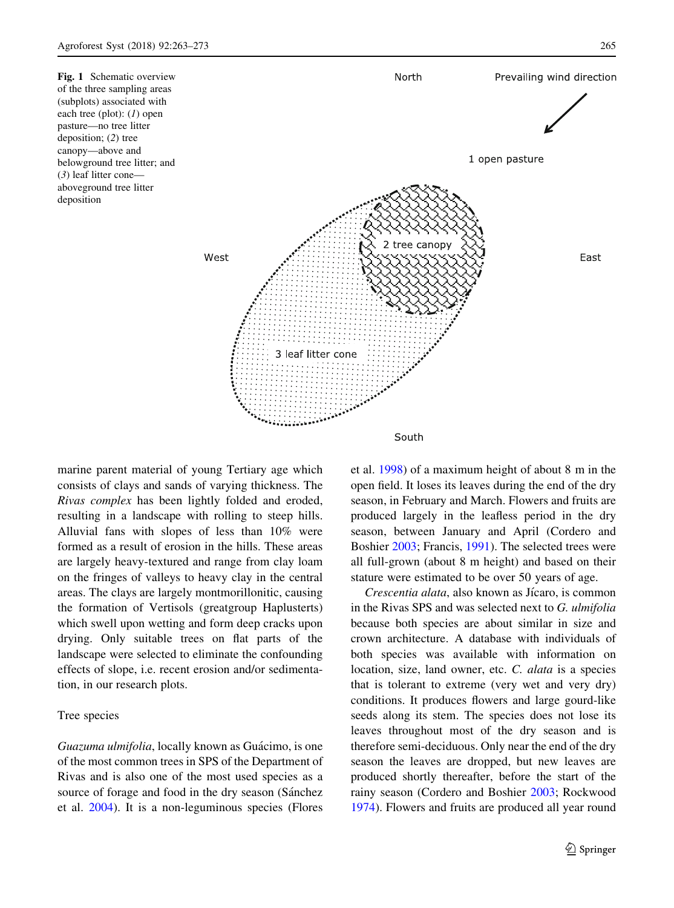**Fig. 1** Schematic overview of the three sampling areas (subplots) associated with each tree (plot): (*1*) open pasture—no tree litter deposition; (*2*) tree canopy—above and belowground tree litter; and (*3*) leaf litter cone—aboveground tree litter deposition

marine parent material of young Tertiary age which consists of clays and sands of varying thickness. The *Rivas complex* has been lightly folded and eroded, resulting in a landscape with rolling to steep hills. Alluvial fans with slopes of less than 10% were formed as a result of erosion in the hills. These areas are largely heavy-textured and range from clay loam on the fringes of valleys to heavy clay in the central areas. The clays are largely montmorillonitic, causing the formation of Vertisols (greatgroup Haplusterts) which swell upon wetting and form deep cracks upon drying. Only suitable trees on flat parts of the landscape were selected to eliminate the confounding effects of slope, i.e. recent erosion and/or sedimentation, in our research plots.

## Tree species

*Guazuma ulmifolia*, locally known as Guácimo, is one of the most common trees in SPS of the Department of Rivas and is also one of the most used species as a source of forage and food in the dry season (Sánchez et al. 2004). It is a non-leguminous species (Flores et al. 1998) of a maximum height of about 8 m in the open field. It loses its leaves during the end of the dry season, in February and March. Flowers and fruits are produced largely in the leafless period in the dry season, between January and April (Cordero and Boshier 2003; Francis, 1991). The selected trees were all full-grown (about 8 m height) and based on their stature were estimated to be over 50 years of age.

*Crescentia alata*, also known as Jícaro, is common in the Rivas SPS and was selected next to *G. ulmifolia* because both species are about similar in size and crown architecture. A database with individuals of both species was available with information on location, size, land owner, etc. *C. alata* is a species that is tolerant to extreme (very wet and very dry) conditions. It produces flowers and large gourd-like seeds along its stem. The species does not lose its leaves throughout most of the dry season and is therefore semi-deciduous. Only near the end of the dry season the leaves are dropped, but new leaves are produced shortly thereafter, before the start of the rainy season (Cordero and Boshier 2003; Rockwood 1974). Flowers and fruits are produced all year round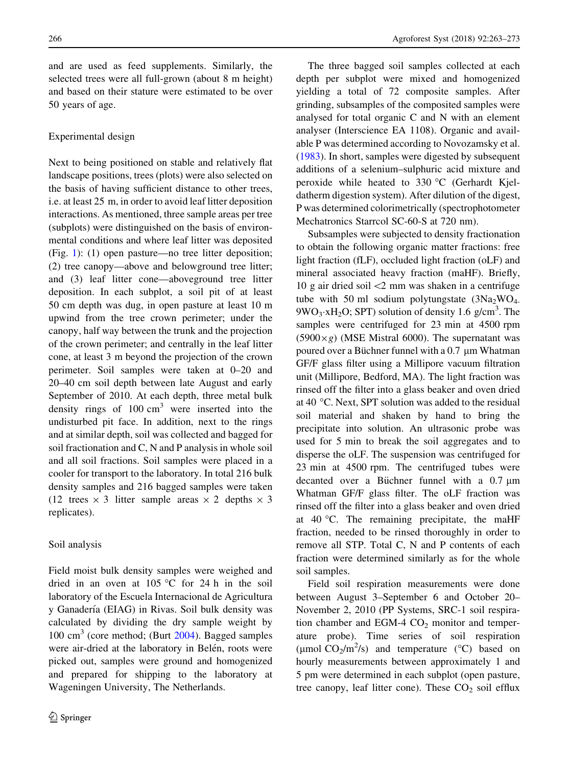and are used as feed supplements. Similarly, the selected trees were all full-grown (about 8 m height) and based on their stature were estimated to be over 50 years of age.

### Experimental design

Next to being positioned on stable and relatively flat landscape positions, trees (plots) were also selected on the basis of having sufficient distance to other trees, i.e. at least 25 m, in order to avoid leaf litter deposition interactions. As mentioned, three sample areas per tree (subplots) were distinguished on the basis of environmental conditions and where leaf litter was deposited (Fig. 1): (1) open pasture—no tree litter deposition; (2) tree canopy—above and belowground tree litter; and (3) leaf litter cone—aboveground tree litter deposition. In each subplot, a soil pit of at least 50 cm depth was dug, in open pasture at least 10 m upwind from the tree crown perimeter; under the canopy, half way between the trunk and the projection of the crown perimeter; and centrally in the leaf litter cone, at least 3 m beyond the projection of the crown perimeter. Soil samples were taken at 0–20 and 20–40 cm soil depth between late August and early September of 2010. At each depth, three metal bulk density rings of 100 $cm^3$ were inserted into the undisturbed pit face. In addition, next to the rings and at similar depth, soil was collected and bagged for soil fractionation and C, N and P analysis in whole soil and all soil fractions. Soil samples were placed in a cooler for transport to the laboratory. In total 216 bulk density samples and 216 bagged samples were taken (12 trees × 3 litter sample areas × 2 depths × 3 replicates).

### Soil analysis

Field moist bulk density samples were weighed and dried in an oven at 105 °C for 24 h in the soil laboratory of the Escuela Internacional de Agricultura y Ganadería (EIAG) in Rivas. Soil bulk density was calculated by dividing the dry sample weight by 100 $cm^3$ (core method; (Burt 2004). Bagged samples were air-dried at the laboratory in Belén, roots were picked out, samples were ground and homogenized and prepared for shipping to the laboratory at Wageningen University, The Netherlands.

The three bagged soil samples collected at each depth per subplot were mixed and homogenized yielding a total of 72 composite samples. After grinding, subsamples of the composited samples were analysed for total organic C and N with an element analyser (Interscience EA 1108). Organic and available P was determined according to Novozamsky et al. (1983). In short, samples were digested by subsequent additions of a selenium–sulphuric acid mixture and peroxide while heated to 330 °C (Gerhardt Kjeldatherm digestion system). After dilution of the digest, P was determined colorimetrically (spectrophotometer Mechatronics Starrcol SC-60-S at 720 nm).

Subsamples were subjected to density fractionation to obtain the following organic matter fractions: free light fraction (fLF), occluded light fraction (oLF) and mineral associated heavy fraction (maHF). Briefly, 10 g air dried soil <2 mm was shaken in a centrifuge tube with 50 ml sodium polytungstate ($3Na_2WO_4 \cdot 9WO_3 \cdot xH_2O$; SPT) solution of density 1.6 $g/cm^3$. The samples were centrifuged for 23 min at 4500 rpm ($5900 \times g$) (MSE Mistral 6000). The supernatant was poured over a Büchner funnel with a 0.7 µm Whatman GF/F glass filter using a Millipore vacuum filtration unit (Millipore, Bedford, MA). The light fraction was rinsed off the filter into a glass beaker and oven dried at 40 °C. Next, SPT solution was added to the residual soil material and shaken by hand to bring the precipitate into solution. An ultrasonic probe was used for 5 min to break the soil aggregates and to disperse the oLF. The suspension was centrifuged for 23 min at 4500 rpm. The centrifuged tubes were decanted over a Büchner funnel with a 0.7 µm Whatman GF/F glass filter. The oLF fraction was rinsed off the filter into a glass beaker and oven dried at 40 °C. The remaining precipitate, the maHF fraction, needed to be rinsed thoroughly in order to remove all STP. Total C, N and P contents of each fraction were determined similarly as for the whole soil samples.

Field soil respiration measurements were done between August 3–September 6 and October 20–November 2, 2010 (PP Systems, SRC-1 soil respiration chamber and EGM-4 $CO_2$ monitor and temperature probe). Time series of soil respiration (µmol $CO_2/m^2/s$) and temperature (°C) based on hourly measurements between approximately 1 and 5 pm were determined in each subplot (open pasture, tree canopy, leaf litter cone). These $CO_2$ soil efflux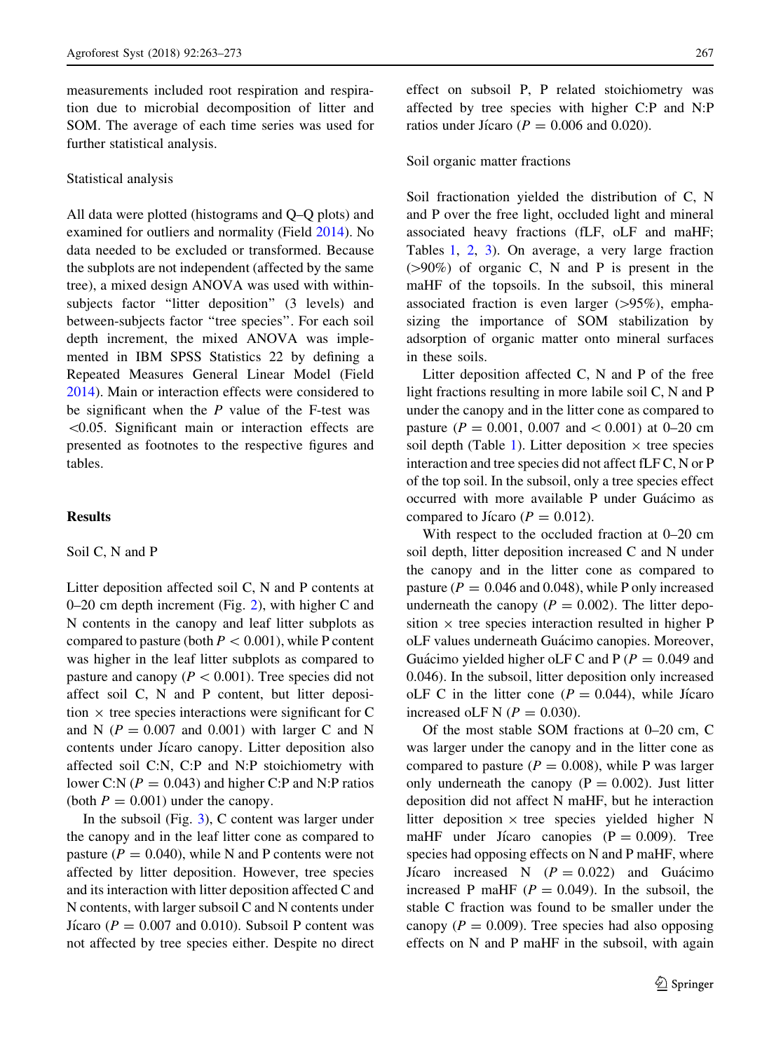measurements included root respiration and respiration due to microbial decomposition of litter and SOM. The average of each time series was used for further statistical analysis.

### Statistical analysis

All data were plotted (histograms and Q–Q plots) and examined for outliers and normality (Field 2014). No data needed to be excluded or transformed. Because the subplots are not independent (affected by the same tree), a mixed design ANOVA was used with within-subjects factor "litter deposition" (3 levels) and between-subjects factor "tree species". For each soil depth increment, the mixed ANOVA was implemented in IBM SPSS Statistics 22 by defining a Repeated Measures General Linear Model (Field 2014). Main or interaction effects were considered to be significant when the $P$ value of the F-test was $<0.05$. Significant main or interaction effects are presented as footnotes to the respective figures and tables.

## Results

### Soil C, N and P

Litter deposition affected soil C, N and P contents at 0–20 cm depth increment (Fig. 2), with higher C and N contents in the canopy and leaf litter subplots as compared to pasture (both $P < 0.001$), while P content was higher in the leaf litter subplots as compared to pasture and canopy ($P < 0.001$). Tree species did not affect soil C, N and P content, but litter deposition × tree species interactions were significant for C and N ($P = 0.007$ and 0.001) with larger C and N contents under Jícaro canopy. Litter deposition also affected soil C:N, C:P and N:P stoichiometry with lower C:N ($P = 0.043$) and higher C:P and N:P ratios (both $P = 0.001$) under the canopy.

In the subsoil (Fig. 3), C content was larger under the canopy and in the leaf litter cone as compared to pasture ($P = 0.040$), while N and P contents were not affected by litter deposition. However, tree species and its interaction with litter deposition affected C and N contents, with larger subsoil C and N contents under Jícaro ($P = 0.007$ and 0.010). Subsoil P content was not affected by tree species either. Despite no direct effect on subsoil P, P related stoichiometry was affected by tree species with higher C:P and N:P ratios under Jícaro ($P = 0.006$ and 0.020).

### Soil organic matter fractions

Soil fractionation yielded the distribution of C, N and P over the free light, occluded light and mineral associated heavy fractions (fLF, oLF and maHF; Tables 1, 2, 3). On average, a very large fraction (>90%) of organic C, N and P is present in the maHF of the topsoils. In the subsoil, this mineral associated fraction is even larger (>95%), emphasizing the importance of SOM stabilization by adsorption of organic matter onto mineral surfaces in these soils.

Litter deposition affected C, N and P of the free light fractions resulting in more labile soil C, N and P under the canopy and in the litter cone as compared to pasture ($P = 0.001$, 0.007 and $< 0.001$) at 0–20 cm soil depth (Table 1). Litter deposition × tree species interaction and tree species did not affect fLF C, N or P of the top soil. In the subsoil, only a tree species effect occurred with more available P under Guácimo as compared to Jícaro ($P = 0.012$).

With respect to the occluded fraction at 0–20 cm soil depth, litter deposition increased C and N under the canopy and in the litter cone as compared to pasture ($P = 0.046$ and 0.048), while P only increased underneath the canopy ($P = 0.002$). The litter deposition × tree species interaction resulted in higher P oLF values underneath Guácimo canopies. Moreover, Guácimo yielded higher oLF C and P ($P = 0.049$ and 0.046). In the subsoil, litter deposition only increased oLF C in the litter cone ($P = 0.044$), while Jícaro increased oLF N ($P = 0.030$).

Of the most stable SOM fractions at 0–20 cm, C was larger under the canopy and in the litter cone as compared to pasture ($P = 0.008$), while P was larger only underneath the canopy ($P = 0.002$). Just litter deposition did not affect N maHF, but he interaction litter deposition × tree species yielded higher N maHF under Jícaro canopies ($P = 0.009$). Tree species had opposing effects on N and P maHF, where Jícaro increased N ($P = 0.022$) and Guácimo increased P maHF ($P = 0.049$). In the subsoil, the stable C fraction was found to be smaller under the canopy ($P = 0.009$). Tree species had also opposing effects on N and P maHF in the subsoil, with again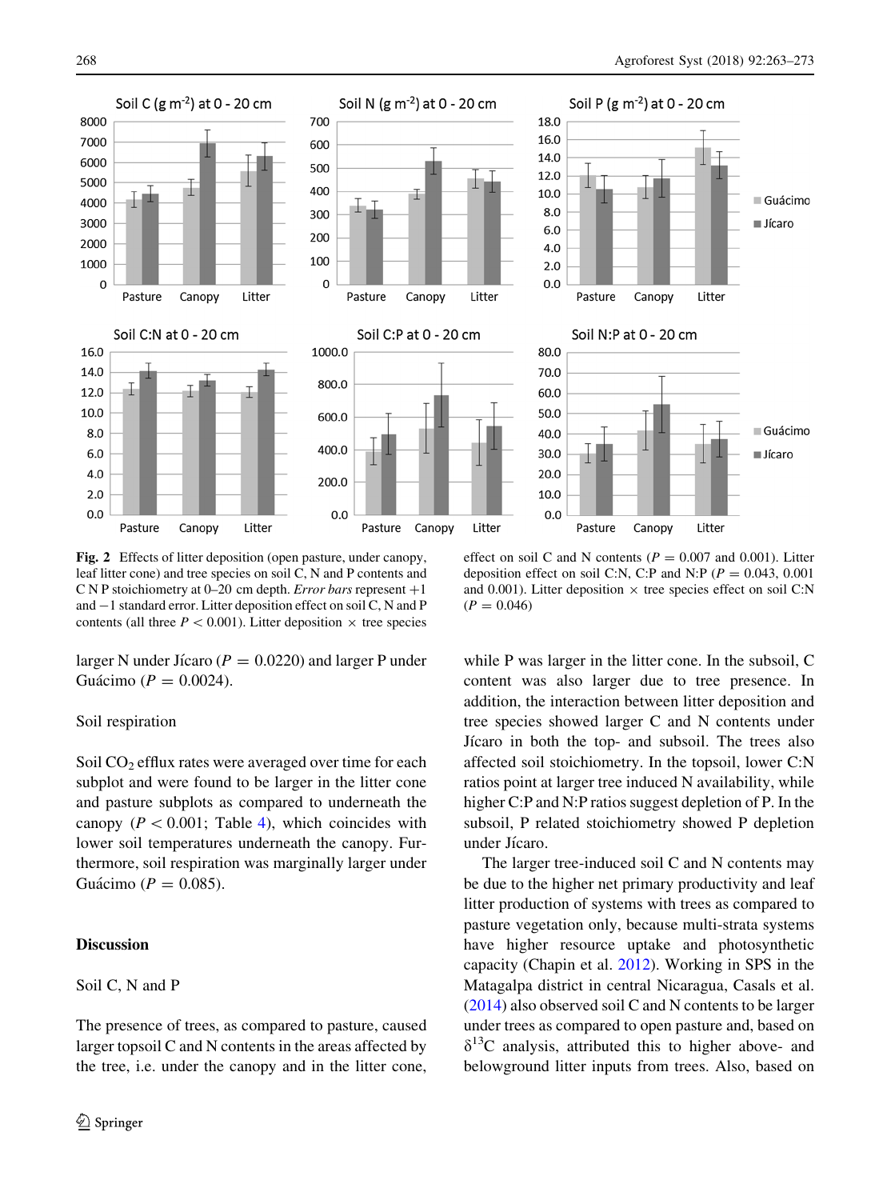**Fig. 2** Effects of litter deposition (open pasture, under canopy, leaf litter cone) and tree species on soil C, N and P contents and C N P stoichiometry at 0–20 cm depth. *Error bars* represent +1 and −1 standard error. Litter deposition effect on soil C, N and P contents (all three $P < 0.001$). Litter deposition × tree species effect on soil C and N contents ($P = 0.007$ and 0.001). Litter deposition effect on soil C:N, C:P and N:P ($P = 0.043$, 0.001 and 0.001). Litter deposition × tree species effect on soil C:N ($P = 0.046$)

larger N under Jícaro ($P = 0.0220$) and larger P under Guácimo ($P = 0.0024$).

### Soil respiration

Soil $CO_2$ efflux rates were averaged over time for each subplot and were found to be larger in the litter cone and pasture subplots as compared to underneath the canopy ($P < 0.001$; Table 4), which coincides with lower soil temperatures underneath the canopy. Furthermore, soil respiration was marginally larger under Guácimo ($P = 0.085$).

## Discussion

### Soil C, N and P

The presence of trees, as compared to pasture, caused larger topsoil C and N contents in the areas affected by the tree, i.e. under the canopy and in the litter cone, while P was larger in the litter cone. In the subsoil, C content was also larger due to tree presence. In addition, the interaction between litter deposition and tree species showed larger C and N contents under Jícaro in both the top- and subsoil. The trees also affected soil stoichiometry. In the topsoil, lower C:N ratios point at larger tree induced N availability, while higher C:P and N:P ratios suggest depletion of P. In the subsoil, P related stoichiometry showed P depletion under Jícaro.

The larger tree-induced soil C and N contents may be due to the higher net primary productivity and leaf litter production of systems with trees as compared to pasture vegetation only, because multi-strata systems have higher resource uptake and photosynthetic capacity (Chapin et al. 2012). Working in SPS in the Matagalpa district in central Nicaragua, Casals et al. (2014) also observed soil C and N contents to be larger under trees as compared to open pasture and, based on $\delta^{13}C$ analysis, attributed this to higher above- and belowground litter inputs from trees. Also, based on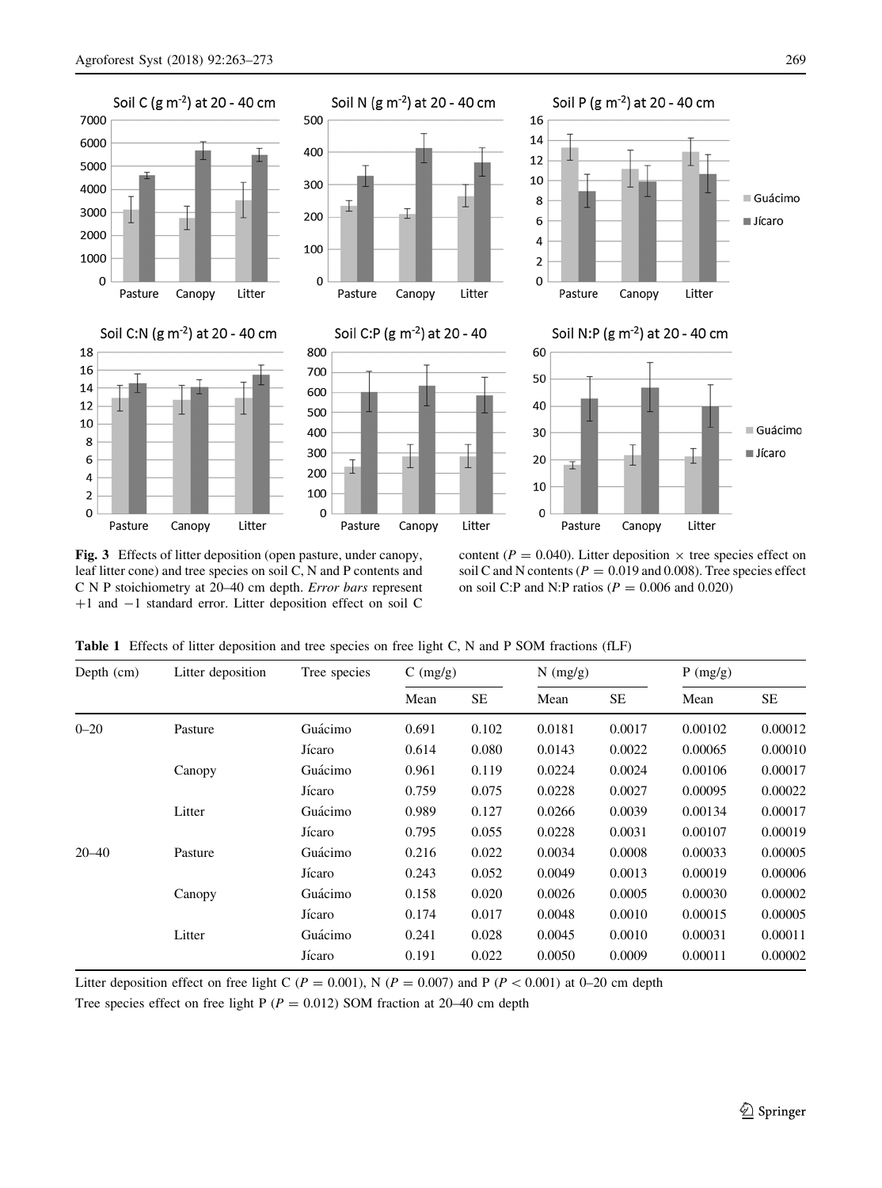**Fig. 3** Effects of litter deposition (open pasture, under canopy, leaf litter cone) and tree species on soil C, N and P contents and C N P stoichiometry at 20–40 cm depth. *Error bars* represent +1 and −1 standard error. Litter deposition effect on soil C content ($P = 0.040$). Litter deposition × tree species effect on soil C and N contents ($P = 0.019$ and 0.008). Tree species effect on soil C:P and N:P ratios ($P = 0.006$ and 0.020)

**Table 1** Effects of litter deposition and tree species on free light C, N and P SOM fractions (fLF)

| Depth (cm) | Litter deposition | Tree species | C (mg/g) | | N (mg/g) | | P (mg/g) | |
|---|---|---|---|---|---|---|---|---|
| | | | Mean | SE | Mean | SE | Mean | SE |
| 0–20 | Pasture | Guácimo | 0.691 | 0.102 | 0.0181 | 0.0017 | 0.00102 | 0.00012 |
| | | Jícaro | 0.614 | 0.080 | 0.0143 | 0.0022 | 0.00065 | 0.00010 |
| | Canopy | Guácimo | 0.961 | 0.119 | 0.0224 | 0.0024 | 0.00106 | 0.00017 |
| | | Jícaro | 0.759 | 0.075 | 0.0228 | 0.0027 | 0.00095 | 0.00022 |
| | Litter | Guácimo | 0.989 | 0.127 | 0.0266 | 0.0039 | 0.00134 | 0.00017 |
| | | Jícaro | 0.795 | 0.055 | 0.0228 | 0.0031 | 0.00107 | 0.00019 |
| 20–40 | Pasture | Guácimo | 0.216 | 0.022 | 0.0034 | 0.0008 | 0.00033 | 0.00005 |
| | | Jícaro | 0.243 | 0.052 | 0.0049 | 0.0013 | 0.00019 | 0.00006 |
| | Canopy | Guácimo | 0.158 | 0.020 | 0.0026 | 0.0005 | 0.00030 | 0.00002 |
| | | Jícaro | 0.174 | 0.017 | 0.0048 | 0.0010 | 0.00015 | 0.00005 |
| | Litter | Guácimo | 0.241 | 0.028 | 0.0045 | 0.0010 | 0.00031 | 0.00011 |
| | | Jícaro | 0.191 | 0.022 | 0.0050 | 0.0009 | 0.00011 | 0.00002 |

Litter deposition effect on free light C ($P = 0.001$), N ($P = 0.007$) and P ($P < 0.001$) at 0–20 cm depth

Tree species effect on free light P ($P = 0.012$) SOM fraction at 20–40 cm depth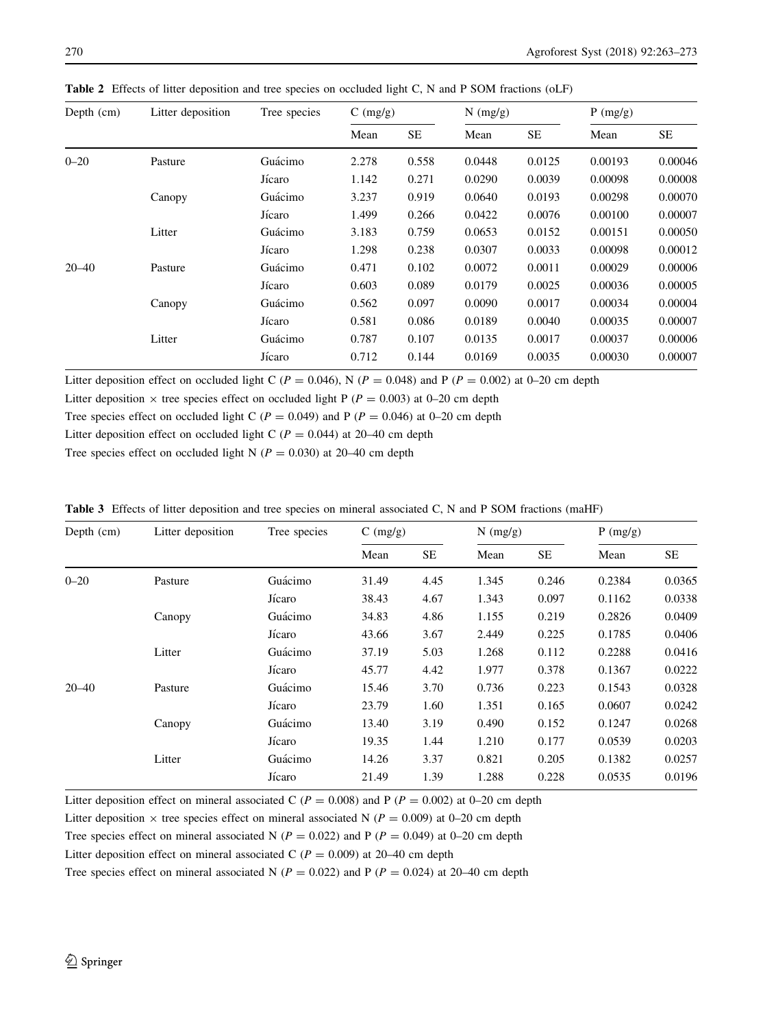**Table 2** Effects of litter deposition and tree species on occluded light C, N and P SOM fractions (oLF)

| Depth (cm) | Litter deposition | Tree species | C (mg/g) | | N (mg/g) | | P (mg/g) | |
|---|---|---|---|---|---|---|---|---|
| | | | Mean | SE | Mean | SE | Mean | SE |
| 0–20 | Pasture | Guácimo | 2.278 | 0.558 | 0.0448 | 0.0125 | 0.00193 | 0.00046 |
| | | Jícaro | 1.142 | 0.271 | 0.0290 | 0.0039 | 0.00098 | 0.00008 |
| | Canopy | Guácimo | 3.237 | 0.919 | 0.0640 | 0.0193 | 0.00298 | 0.00070 |
| | | Jícaro | 1.499 | 0.266 | 0.0422 | 0.0076 | 0.00100 | 0.00007 |
| | Litter | Guácimo | 3.183 | 0.759 | 0.0653 | 0.0152 | 0.00151 | 0.00050 |
| | | Jícaro | 1.298 | 0.238 | 0.0307 | 0.0033 | 0.00098 | 0.00012 |
| 20–40 | Pasture | Guácimo | 0.471 | 0.102 | 0.0072 | 0.0011 | 0.00029 | 0.00006 |
| | | Jícaro | 0.603 | 0.089 | 0.0179 | 0.0025 | 0.00036 | 0.00005 |
| | Canopy | Guácimo | 0.562 | 0.097 | 0.0090 | 0.0017 | 0.00034 | 0.00004 |
| | | Jícaro | 0.581 | 0.086 | 0.0189 | 0.0040 | 0.00035 | 0.00007 |
| | Litter | Guácimo | 0.787 | 0.107 | 0.0135 | 0.0017 | 0.00037 | 0.00006 |
| | | Jícaro | 0.712 | 0.144 | 0.0169 | 0.0035 | 0.00030 | 0.00007 |

Litter deposition effect on occluded light C ($P = 0.046$), N ($P = 0.048$) and P ($P = 0.002$) at 0–20 cm depth

Litter deposition × tree species effect on occluded light P ($P = 0.003$) at 0–20 cm depth

Tree species effect on occluded light C ($P = 0.049$) and P ($P = 0.046$) at 0–20 cm depth

Litter deposition effect on occluded light C ($P = 0.044$) at 20–40 cm depth

Tree species effect on occluded light N ($P = 0.030$) at 20–40 cm depth

**Table 3** Effects of litter deposition and tree species on mineral associated C, N and P SOM fractions (maHF)

| Depth (cm) | Litter deposition | Tree species | C (mg/g) | | N (mg/g) | | P (mg/g) | |
|---|---|---|---|---|---|---|---|---|
| | | | Mean | SE | Mean | SE | Mean | SE |
| 0–20 | Pasture | Guácimo | 31.49 | 4.45 | 1.345 | 0.246 | 0.2384 | 0.0365 |
| | | Jícaro | 38.43 | 4.67 | 1.343 | 0.097 | 0.1162 | 0.0338 |
| | Canopy | Guácimo | 34.83 | 4.86 | 1.155 | 0.219 | 0.2826 | 0.0409 |
| | | Jícaro | 43.66 | 3.67 | 2.449 | 0.225 | 0.1785 | 0.0406 |
| | Litter | Guácimo | 37.19 | 5.03 | 1.268 | 0.112 | 0.2288 | 0.0416 |
| | | Jícaro | 45.77 | 4.42 | 1.977 | 0.378 | 0.1367 | 0.0222 |
| 20–40 | Pasture | Guácimo | 15.46 | 3.70 | 0.736 | 0.223 | 0.1543 | 0.0328 |
| | | Jícaro | 23.79 | 1.60 | 1.351 | 0.165 | 0.0607 | 0.0242 |
| | Canopy | Guácimo | 13.40 | 3.19 | 0.490 | 0.152 | 0.1247 | 0.0268 |
| | | Jícaro | 19.35 | 1.44 | 1.210 | 0.177 | 0.0539 | 0.0203 |
| | Litter | Guácimo | 14.26 | 3.37 | 0.821 | 0.205 | 0.1382 | 0.0257 |
| | | Jícaro | 21.49 | 1.39 | 1.288 | 0.228 | 0.0535 | 0.0196 |

Litter deposition effect on mineral associated C ($P = 0.008$) and P ($P = 0.002$) at 0–20 cm depth

Litter deposition × tree species effect on mineral associated N ($P = 0.009$) at 0–20 cm depth

Tree species effect on mineral associated N ($P = 0.022$) and P ($P = 0.049$) at 0–20 cm depth

Litter deposition effect on mineral associated C ($P = 0.009$) at 20–40 cm depth

Tree species effect on mineral associated N ($P = 0.022$) and P ($P = 0.024$) at 20–40 cm depth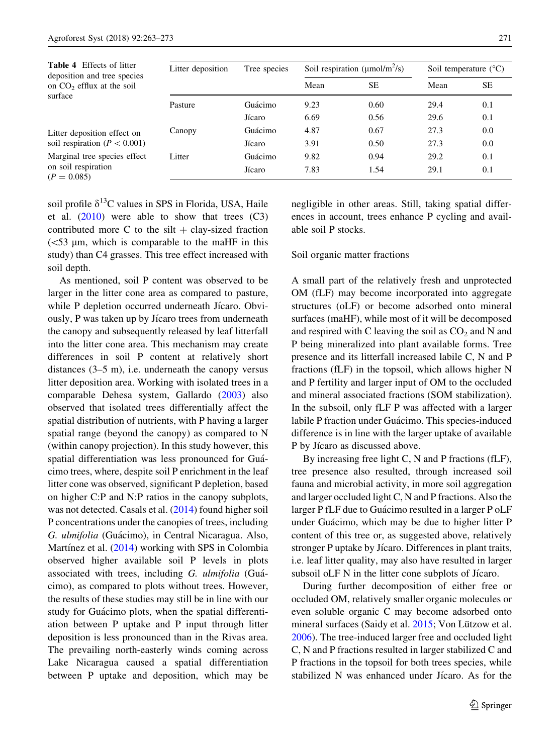**Table 4** Effects of litter deposition and tree species on $CO_2$ efflux at the soil surface

Litter deposition effect on soil respiration ($P < 0.001$)

Marginal tree species effect on soil respiration ($P = 0.085$)

| Litter deposition | Tree species | Soil respiration (μmol/m²/s) | | Soil temperature (°C) | |
|---|---|---|---|---|---|
| | | Mean | SE | Mean | SE |
| Pasture | Guácimo | 9.23 | 0.60 | 29.4 | 0.1 |
| | Jícaro | 6.69 | 0.56 | 29.6 | 0.1 |
| Canopy | Guácimo | 4.87 | 0.67 | 27.3 | 0.0 |
| | Jícaro | 3.91 | 0.50 | 27.3 | 0.0 |
| Litter | Guácimo | 9.82 | 0.94 | 29.2 | 0.1 |
| | Jícaro | 7.83 | 1.54 | 29.1 | 0.1 |

soil profile $\delta^{13}C$ values in SPS in Florida, USA, Haile et al. (2010) were able to show that trees (C3) contributed more C to the silt + clay-sized fraction (<53 μm, which is comparable to the maHF in this study) than C4 grasses. This tree effect increased with soil depth.

As mentioned, soil P content was observed to be larger in the litter cone area as compared to pasture, while P depletion occurred underneath Jícaro. Obviously, P was taken up by Jícaro trees from underneath the canopy and subsequently released by leaf litterfall into the litter cone area. This mechanism may create differences in soil P content at relatively short distances (3–5 m), i.e. underneath the canopy versus litter deposition area. Working with isolated trees in a comparable Dehesa system, Gallardo (2003) also observed that isolated trees differentially affect the spatial distribution of nutrients, with P having a larger spatial range (beyond the canopy) as compared to N (within canopy projection). In this study however, this spatial differentiation was less pronounced for Guácimo trees, where, despite soil P enrichment in the leaf litter cone was observed, significant P depletion, based on higher C:P and N:P ratios in the canopy subplots, was not detected. Casals et al. (2014) found higher soil P concentrations under the canopies of trees, including *G. ulmifolia* (Guácimo), in Central Nicaragua. Also, Martínez et al. (2014) working with SPS in Colombia observed higher available soil P levels in plots associated with trees, including *G. ulmifolia* (Guácimo), as compared to plots without trees. However, the results of these studies may still be in line with our study for Guácimo plots, when the spatial differentiation between P uptake and P input through litter deposition is less pronounced than in the Rivas area. The prevailing north-easterly winds coming across Lake Nicaragua caused a spatial differentiation between P uptake and deposition, which may be negligible in other areas. Still, taking spatial differences in account, trees enhance P cycling and available soil P stocks.

### Soil organic matter fractions

A small part of the relatively fresh and unprotected OM (fLF) may become incorporated into aggregate structures (oLF) or become adsorbed onto mineral surfaces (maHF), while most of it will be decomposed and respired with C leaving the soil as $CO_2$ and N and P being mineralized into plant available forms. Tree presence and its litterfall increased labile C, N and P fractions (fLF) in the topsoil, which allows higher N and P fertility and larger input of OM to the occluded and mineral associated fractions (SOM stabilization). In the subsoil, only fLF P was affected with a larger labile P fraction under Guácimo. This species-induced difference is in line with the larger uptake of available P by Jícaro as discussed above.

By increasing free light C, N and P fractions (fLF), tree presence also resulted, through increased soil fauna and microbial activity, in more soil aggregation and larger occluded light C, N and P fractions. Also the larger P fLF due to Guácimo resulted in a larger P oLF under Guácimo, which may be due to higher litter P content of this tree or, as suggested above, relatively stronger P uptake by Jícaro. Differences in plant traits, i.e. leaf litter quality, may also have resulted in larger subsoil oLF N in the litter cone subplots of Jícaro.

During further decomposition of either free or occluded OM, relatively smaller organic molecules or even soluble organic C may become adsorbed onto mineral surfaces (Saidy et al. 2015; Von Lützow et al. 2006). The tree-induced larger free and occluded light C, N and P fractions resulted in larger stabilized C and P fractions in the topsoil for both trees species, while stabilized N was enhanced under Jícaro. As for the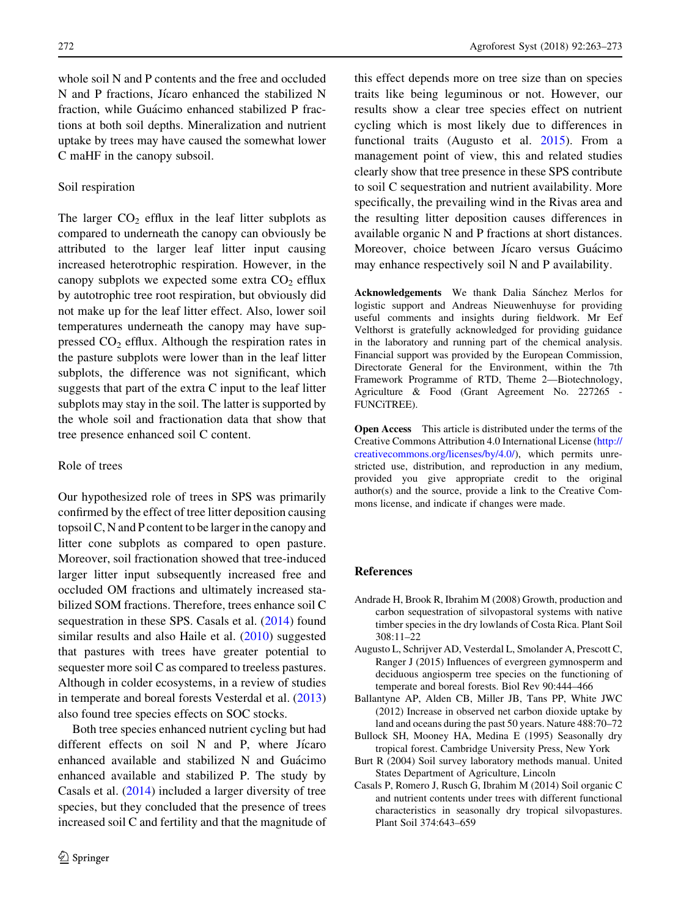whole soil N and P contents and the free and occluded N and P fractions, Jícaro enhanced the stabilized N fraction, while Guácimo enhanced stabilized P fractions at both soil depths. Mineralization and nutrient uptake by trees may have caused the somewhat lower C maHF in the canopy subsoil.

### Soil respiration

The larger $CO_2$ efflux in the leaf litter subplots as compared to underneath the canopy can obviously be attributed to the larger leaf litter input causing increased heterotrophic respiration. However, in the canopy subplots we expected some extra $CO_2$ efflux by autotrophic tree root respiration, but obviously did not make up for the leaf litter effect. Also, lower soil temperatures underneath the canopy may have suppressed $CO_2$ efflux. Although the respiration rates in the pasture subplots were lower than in the leaf litter subplots, the difference was not significant, which suggests that part of the extra C input to the leaf litter subplots may stay in the soil. The latter is supported by the whole soil and fractionation data that show that tree presence enhanced soil C content.

### Role of trees

Our hypothesized role of trees in SPS was primarily confirmed by the effect of tree litter deposition causing topsoil C, N and P content to be larger in the canopy and litter cone subplots as compared to open pasture. Moreover, soil fractionation showed that tree-induced larger litter input subsequently increased free and occluded OM fractions and ultimately increased stabilized SOM fractions. Therefore, trees enhance soil C sequestration in these SPS. Casals et al. (2014) found similar results and also Haile et al. (2010) suggested that pastures with trees have greater potential to sequester more soil C as compared to treeless pastures. Although in colder ecosystems, in a review of studies in temperate and boreal forests Vesterdal et al. (2013) also found tree species effects on SOC stocks.

Both tree species enhanced nutrient cycling but had different effects on soil N and P, where Jícaro enhanced available and stabilized N and Guácimo enhanced available and stabilized P. The study by Casals et al. (2014) included a larger diversity of tree species, but they concluded that the presence of trees increased soil C and fertility and that the magnitude of this effect depends more on tree size than on species traits like being leguminous or not. However, our results show a clear tree species effect on nutrient cycling which is most likely due to differences in functional traits (Augusto et al. 2015). From a management point of view, this and related studies clearly show that tree presence in these SPS contribute to soil C sequestration and nutrient availability. More specifically, the prevailing wind in the Rivas area and the resulting litter deposition causes differences in available organic N and P fractions at short distances. Moreover, choice between Jícaro versus Guácimo may enhance respectively soil N and P availability.

**Acknowledgements** We thank Dalia Sánchez Merlos for logistic support and Andreas Nieuwenhuyse for providing useful comments and insights during fieldwork. Mr Eef Velthorst is gratefully acknowledged for providing guidance in the laboratory and running part of the chemical analysis. Financial support was provided by the European Commission, Directorate General for the Environment, within the 7th Framework Programme of RTD, Theme 2—Biotechnology, Agriculture & Food (Grant Agreement No. 227265 - FUNCiTREE).

**Open Access** This article is distributed under the terms of the Creative Commons Attribution 4.0 International License (http://creativecommons.org/licenses/by/4.0/), which permits unrestricted use, distribution, and reproduction in any medium, provided you give appropriate credit to the original author(s) and the source, provide a link to the Creative Commons license, and indicate if changes were made.

## References

Andrade H, Brook R, Ibrahim M (2008) Growth, production and carbon sequestration of silvopastoral systems with native timber species in the dry lowlands of Costa Rica. Plant Soil 308:11–22

Augusto L, Schrijver AD, Vesterdal L, Smolander A, Prescott C, Ranger J (2015) Influences of evergreen gymnosperm and deciduous angiosperm tree species on the functioning of temperate and boreal forests. Biol Rev 90:444–466

Ballantyne AP, Alden CB, Miller JB, Tans PP, White JWC (2012) Increase in observed net carbon dioxide uptake by land and oceans during the past 50 years. Nature 488:70–72

Bullock SH, Mooney HA, Medina E (1995) Seasonally dry tropical forest. Cambridge University Press, New York

Burt R (2004) Soil survey laboratory methods manual. United States Department of Agriculture, Lincoln

Casals P, Romero J, Rusch G, Ibrahim M (2014) Soil organic C and nutrient contents under trees with different functional characteristics in seasonally dry tropical silvopastures. Plant Soil 374:643–659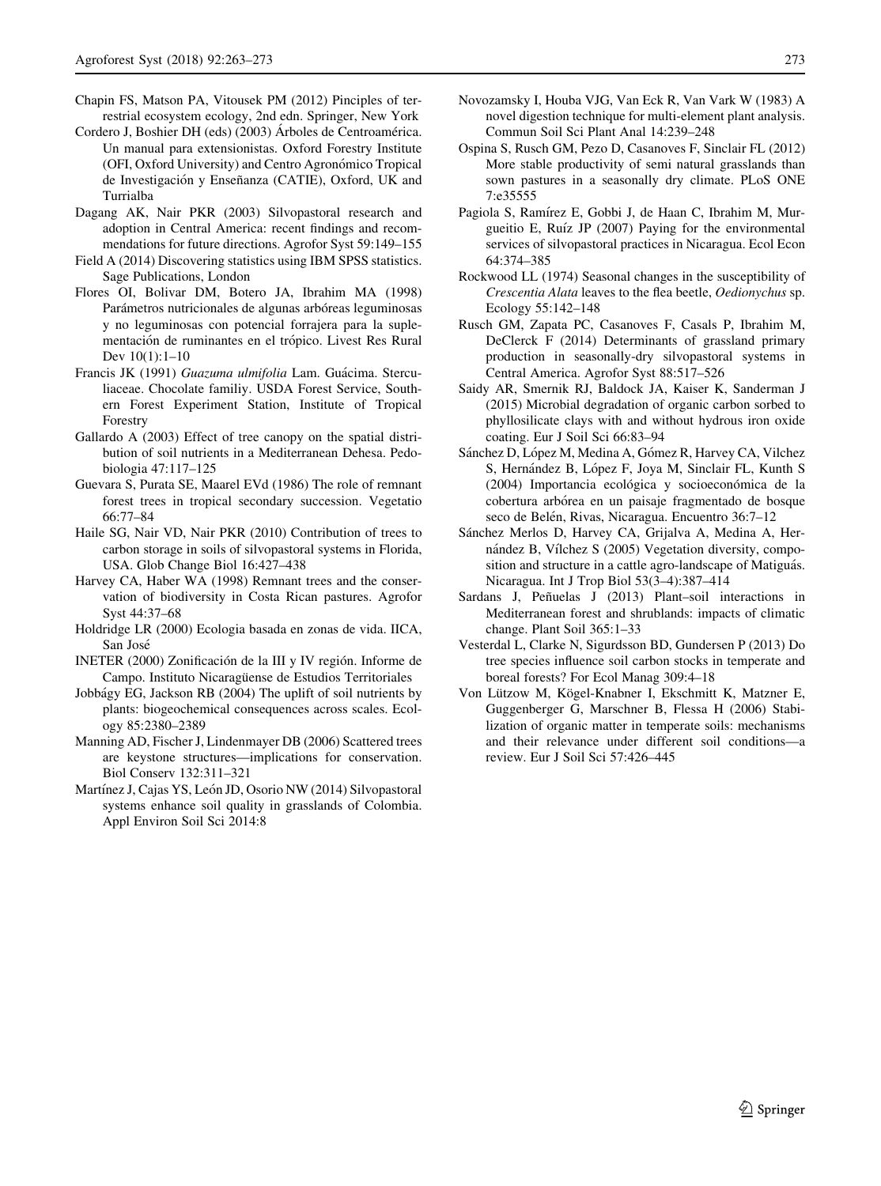Chapin FS, Matson PA, Vitousek PM (2012) Pinciples of terrestrial ecosystem ecology, 2nd edn. Springer, New York

Cordero J, Boshier DH (eds) (2003) Árboles de Centroamérica. Un manual para extensionistas. Oxford Forestry Institute (OFI, Oxford University) and Centro Agronómico Tropical de Investigación y Enseñanza (CATIE), Oxford, UK and Turrialba

Dagang AK, Nair PKR (2003) Silvopastoral research and adoption in Central America: recent findings and recommendations for future directions. Agrofor Syst 59:149–155

Field A (2014) Discovering statistics using IBM SPSS statistics. Sage Publications, London

Flores OI, Bolivar DM, Botero JA, Ibrahim MA (1998) Parámetros nutricionales de algunas arbóreas leguminosas y no leguminosas con potencial forrajera para la suplementación de ruminantes en el trópico. Livest Res Rural Dev 10(1):1–10

Francis JK (1991) *Guazuma ulmifolia* Lam. Guácima. Sterculiaceae. Chocolate familiy. USDA Forest Service, Southern Forest Experiment Station, Institute of Tropical Forestry

Gallardo A (2003) Effect of tree canopy on the spatial distribution of soil nutrients in a Mediterranean Dehesa. Pedobiologia 47:117–125

Guevara S, Purata SE, Maarel EVd (1986) The role of remnant forest trees in tropical secondary succession. Vegetatio 66:77–84

Haile SG, Nair VD, Nair PKR (2010) Contribution of trees to carbon storage in soils of silvopastoral systems in Florida, USA. Glob Change Biol 16:427–438

Harvey CA, Haber WA (1998) Remnant trees and the conservation of biodiversity in Costa Rican pastures. Agrofor Syst 44:37–68

Holdridge LR (2000) Ecologia basada en zonas de vida. IICA, San José

INETER (2000) Zonificación de la III y IV región. Informe de Campo. Instituto Nicaragüense de Estudios Territoriales

Jobbágy EG, Jackson RB (2004) The uplift of soil nutrients by plants: biogeochemical consequences across scales. Ecology 85:2380–2389

Manning AD, Fischer J, Lindenmayer DB (2006) Scattered trees are keystone structures—implications for conservation. Biol Conserv 132:311–321

Martínez J, Cajas YS, León JD, Osorio NW (2014) Silvopastoral systems enhance soil quality in grasslands of Colombia. Appl Environ Soil Sci 2014:8

Novozamsky I, Houba VJG, Van Eck R, Van Vark W (1983) A novel digestion technique for multi-element plant analysis. Commun Soil Sci Plant Anal 14:239–248

Ospina S, Rusch GM, Pezo D, Casanoves F, Sinclair FL (2012) More stable productivity of semi natural grasslands than sown pastures in a seasonally dry climate. PLoS ONE 7:e35555

Pagiola S, Ramírez E, Gobbi J, de Haan C, Ibrahim M, Murgueitio E, Ruíz JP (2007) Paying for the environmental services of silvopastoral practices in Nicaragua. Ecol Econ 64:374–385

Rockwood LL (1974) Seasonal changes in the susceptibility of *Crescentia Alata* leaves to the flea beetle, *Oedionychus* sp. Ecology 55:142–148

Rusch GM, Zapata PC, Casanoves F, Casals P, Ibrahim M, DeClerck F (2014) Determinants of grassland primary production in seasonally-dry silvopastoral systems in Central America. Agrofor Syst 88:517–526

Saidy AR, Smernik RJ, Baldock JA, Kaiser K, Sanderman J (2015) Microbial degradation of organic carbon sorbed to phyllosilicate clays with and without hydrous iron oxide coating. Eur J Soil Sci 66:83–94

Sánchez D, López M, Medina A, Gómez R, Harvey CA, Vilchez S, Hernández B, López F, Joya M, Sinclair FL, Kunth S (2004) Importancia ecológica y socioeconómica de la cobertura arbórea en un paisaje fragmentado de bosque seco de Belén, Rivas, Nicaragua. Encuentro 36:7–12

Sánchez Merlos D, Harvey CA, Grijalva A, Medina A, Hernández B, Vílchez S (2005) Vegetation diversity, composition and structure in a cattle agro-landscape of Matiguás. Nicaragua. Int J Trop Biol 53(3–4):387–414

Sardans J, Peñuelas J (2013) Plant–soil interactions in Mediterranean forest and shrublands: impacts of climatic change. Plant Soil 365:1–33

Vesterdal L, Clarke N, Sigurdsson BD, Gundersen P (2013) Do tree species influence soil carbon stocks in temperate and boreal forests? For Ecol Manag 309:4–18

Von Lützow M, Kögel-Knabner I, Ekschmitt K, Matzner E, Guggenberger G, Marschner B, Flessa H (2006) Stabilization of organic matter in temperate soils: mechanisms and their relevance under different soil conditions—a review. Eur J Soil Sci 57:426–445